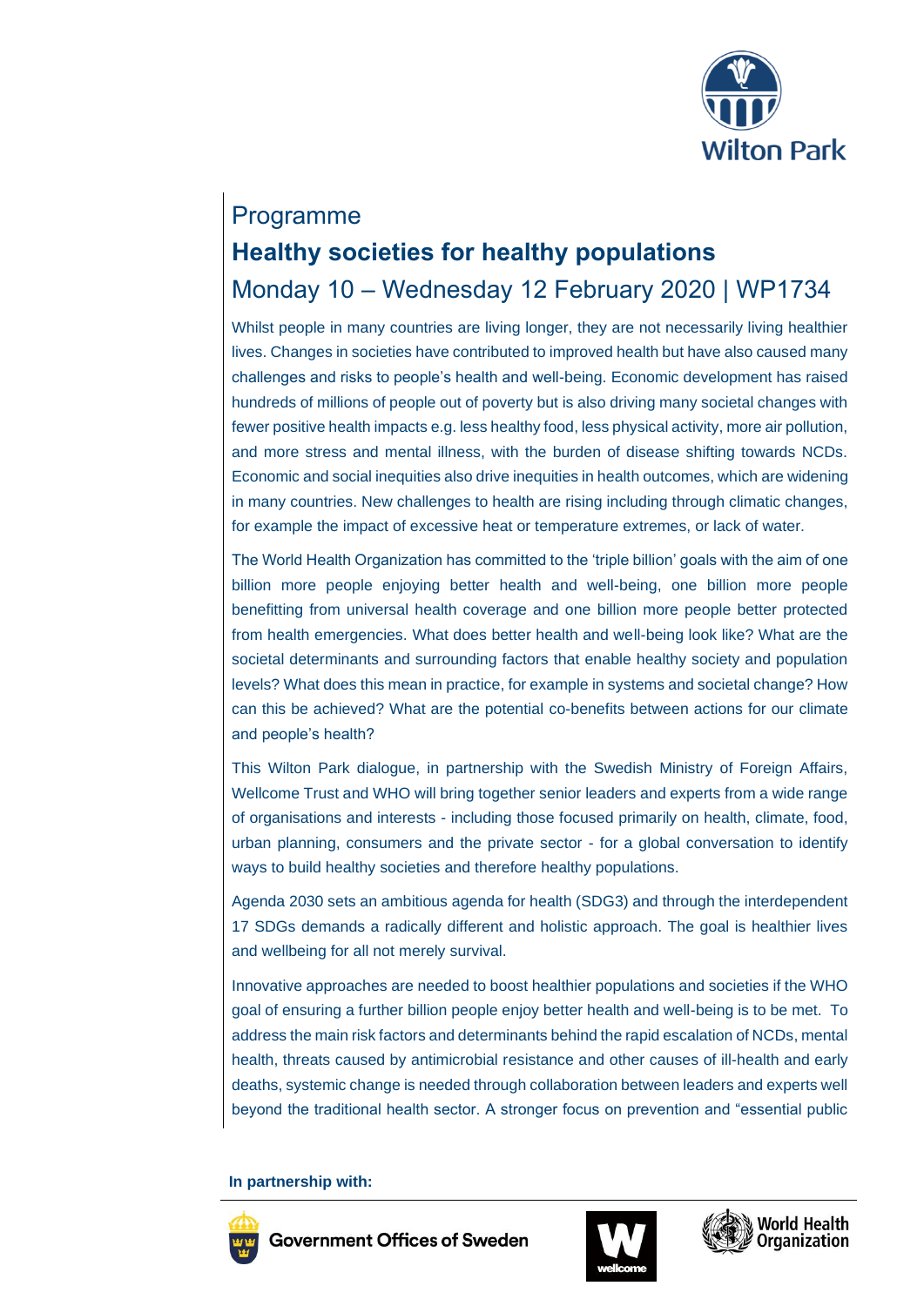Programme

# Healthy societies for healthy populations

## Monday 10 – Wednesday 12 February 2020 | WP1734

Whilst people in many countries are living longer, they are not necessarily living healthier lives. Changes in societies have contributed to improved health but have also caused many challenges and risks to people's health and well-being. Economic development has raised hundreds of millions of people out of poverty but is also driving many societal changes with fewer positive health impacts e.g. less healthy food, less physical activity, more air pollution, and more stress and mental illness, with the burden of disease shifting towards NCDs. Economic and social inequities also drive inequities in health outcomes, which are widening in many countries. New challenges to health are rising including through climatic changes, for example the impact of excessive heat or temperature extremes, or lack of water.

The World Health Organization has committed to the 'triple billion' goals with the aim of one billion more people enjoying better health and well-being, one billion more people benefitting from universal health coverage and one billion more people better protected from health emergencies. What does better health and well-being look like? What are the societal determinants and surrounding factors that enable healthy society and population levels? What does this mean in practice, for example in systems and societal change? How can this be achieved? What are the potential co-benefits between actions for our climate and people's health?

This Wilton Park dialogue, in partnership with the Swedish Ministry of Foreign Affairs, Wellcome Trust and WHO will bring together senior leaders and experts from a wide range of organisations and interests - including those focused primarily on health, climate, food, urban planning, consumers and the private sector - for a global conversation to identify ways to build healthy societies and therefore healthy populations.

Agenda 2030 sets an ambitious agenda for health (SDG3) and through the interdependent 17 SDGs demands a radically different and holistic approach. The goal is healthier lives and wellbeing for all not merely survival.

Innovative approaches are needed to boost healthier populations and societies if the WHO goal of ensuring a further billion people enjoy better health and well-being is to be met. To address the main risk factors and determinants behind the rapid escalation of NCDs, mental health, threats caused by antimicrobial resistance and other causes of ill-health and early deaths, systemic change is needed through collaboration between leaders and experts well beyond the traditional health sector. A stronger focus on prevention and "essential public

**In partnership with:**

Government Offices of Sweden

wellcome

World Health Organization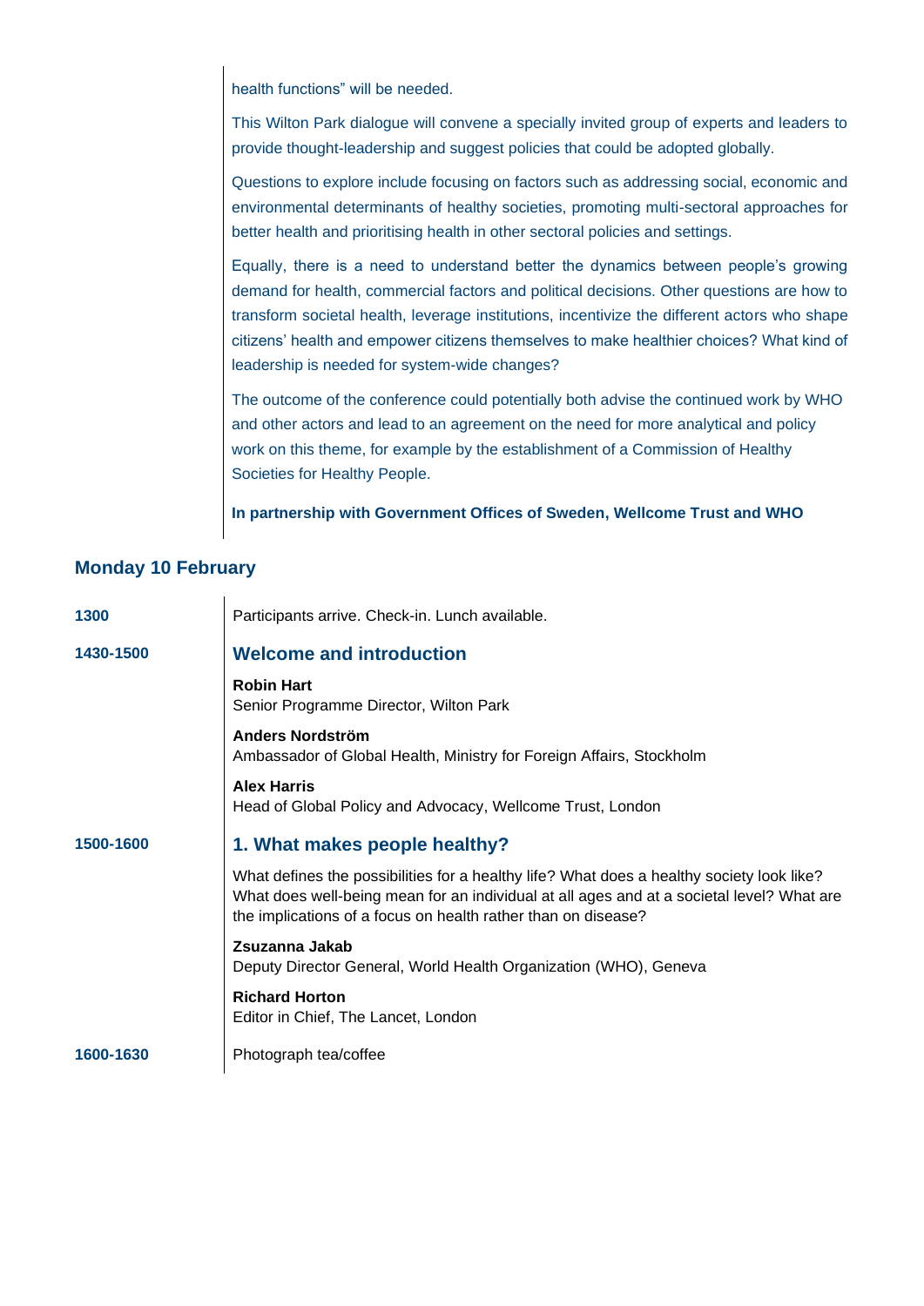health functions" will be needed.

This Wilton Park dialogue will convene a specially invited group of experts and leaders to provide thought-leadership and suggest policies that could be adopted globally.

Questions to explore include focusing on factors such as addressing social, economic and environmental determinants of healthy societies, promoting multi-sectoral approaches for better health and prioritising health in other sectoral policies and settings.

Equally, there is a need to understand better the dynamics between people's growing demand for health, commercial factors and political decisions. Other questions are how to transform societal health, leverage institutions, incentivize the different actors who shape citizens' health and empower citizens themselves to make healthier choices? What kind of leadership is needed for system-wide changes?

The outcome of the conference could potentially both advise the continued work by WHO and other actors and lead to an agreement on the need for more analytical and policy work on this theme, for example by the establishment of a Commission of Healthy Societies for Healthy People.

**In partnership with Government Offices of Sweden, Wellcome Trust and WHO**

## Monday 10 February

**1300**

Participants arrive. Check-in. Lunch available.

**1430-1500**

### Welcome and introduction

**Robin Hart**
Senior Programme Director, Wilton Park

**Anders Nordström**
Ambassador of Global Health, Ministry for Foreign Affairs, Stockholm

**Alex Harris**
Head of Global Policy and Advocacy, Wellcome Trust, London

**1500-1600**

### 1. What makes people healthy?

What defines the possibilities for a healthy life? What does a healthy society look like? What does well-being mean for an individual at all ages and at a societal level? What are the implications of a focus on health rather than on disease?

**Zsuzanna Jakab**
Deputy Director General, World Health Organization (WHO), Geneva

**Richard Horton**
Editor in Chief, The Lancet, London

**1600-1630**

Photograph tea/coffee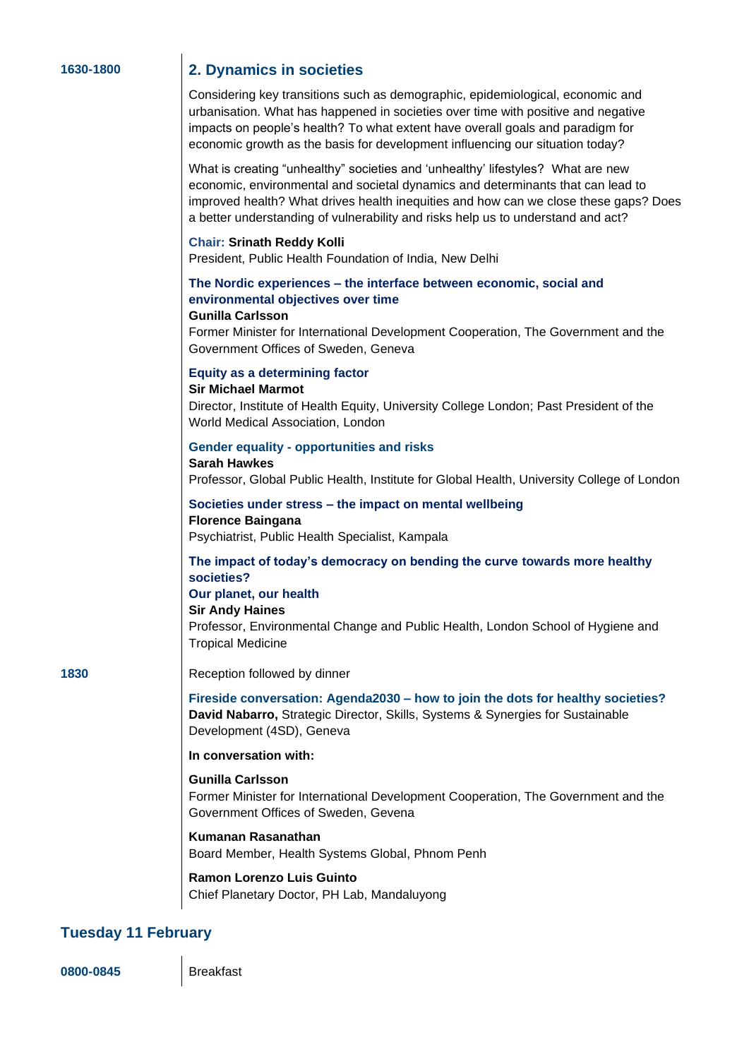**1630-1800**

## 2. Dynamics in societies

Considering key transitions such as demographic, epidemiological, economic and urbanisation. What has happened in societies over time with positive and negative impacts on people's health? To what extent have overall goals and paradigm for economic growth as the basis for development influencing our situation today?

What is creating "unhealthy" societies and 'unhealthy' lifestyles? What are new economic, environmental and societal dynamics and determinants that can lead to improved health? What drives health inequities and how can we close these gaps? Does a better understanding of vulnerability and risks help us to understand and act?

**Chair: Srinath Reddy Kolli**
President, Public Health Foundation of India, New Delhi

**The Nordic experiences – the interface between economic, social and environmental objectives over time**
**Gunilla Carlsson**
Former Minister for International Development Cooperation, The Government and the Government Offices of Sweden, Geneva

**Equity as a determining factor**
**Sir Michael Marmot**
Director, Institute of Health Equity, University College London; Past President of the World Medical Association, London

**Gender equality - opportunities and risks**
**Sarah Hawkes**
Professor, Global Public Health, Institute for Global Health, University College of London

**Societies under stress – the impact on mental wellbeing**
**Florence Baingana**
Psychiatrist, Public Health Specialist, Kampala

**The impact of today's democracy on bending the curve towards more healthy societies?**
**Our planet, our health**
**Sir Andy Haines**
Professor, Environmental Change and Public Health, London School of Hygiene and Tropical Medicine

**1830**

Reception followed by dinner

**Fireside conversation: Agenda2030 – how to join the dots for healthy societies?**
**David Nabarro,** Strategic Director, Skills, Systems & Synergies for Sustainable Development (4SD), Geneva

**In conversation with:**

**Gunilla Carlsson**
Former Minister for International Development Cooperation, The Government and the Government Offices of Sweden, Gevena

**Kumanan Rasanathan**
Board Member, Health Systems Global, Phnom Penh

**Ramon Lorenzo Luis Guinto**
Chief Planetary Doctor, PH Lab, Mandaluyong

## Tuesday 11 February

**0800-0845**

Breakfast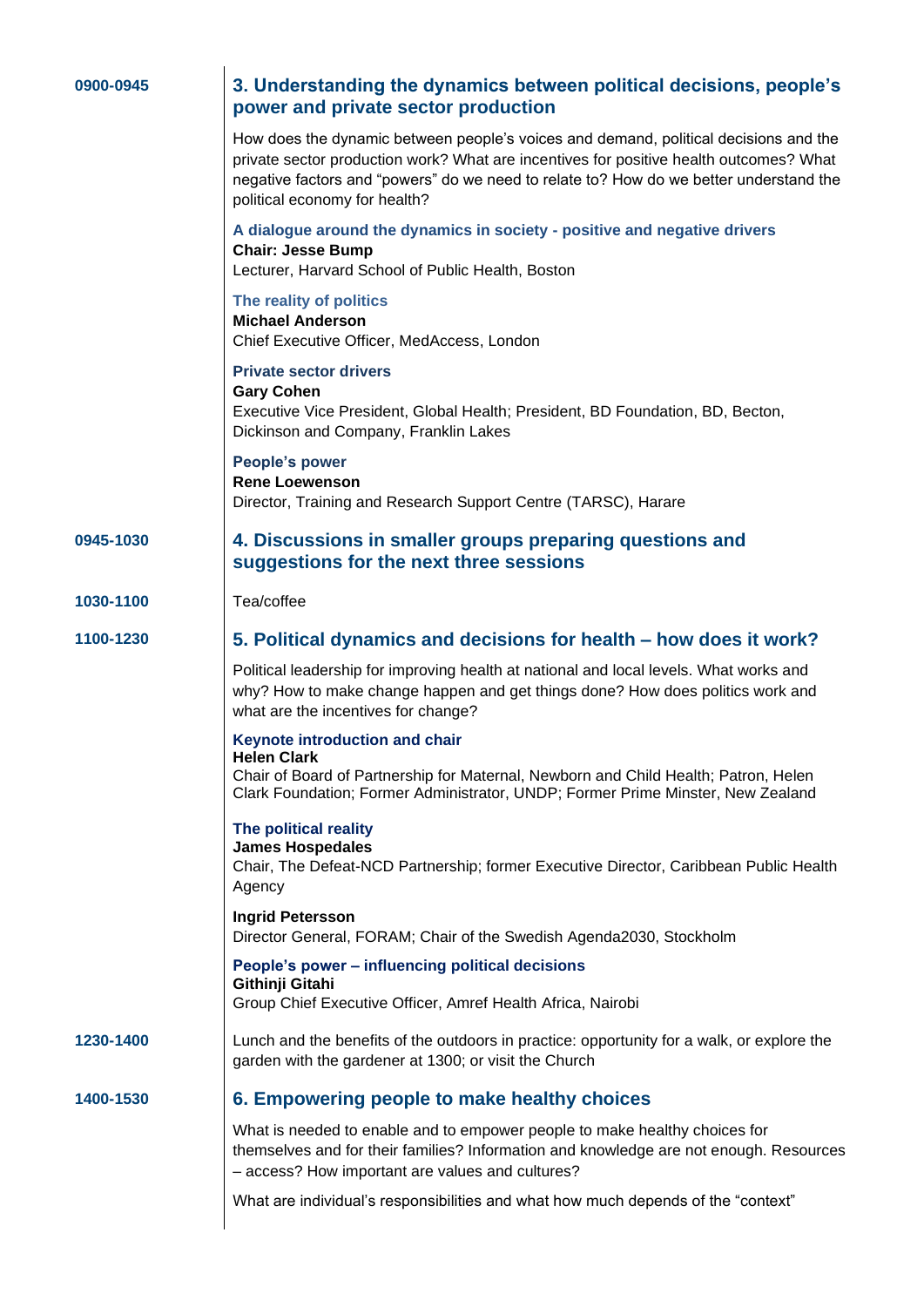**0900-0945**

## 3. Understanding the dynamics between political decisions, people's power and private sector production

How does the dynamic between people's voices and demand, political decisions and the private sector production work? What are incentives for positive health outcomes? What negative factors and "powers" do we need to relate to? How do we better understand the political economy for health?

### A dialogue around the dynamics in society - positive and negative drivers

**Chair: Jesse Bump**
Lecturer, Harvard School of Public Health, Boston

### The reality of politics

**Michael Anderson**
Chief Executive Officer, MedAccess, London

### Private sector drivers

**Gary Cohen**
Executive Vice President, Global Health; President, BD Foundation, BD, Becton, Dickinson and Company, Franklin Lakes

### People's power

**Rene Loewenson**
Director, Training and Research Support Centre (TARSC), Harare

**0945-1030**

## 4. Discussions in smaller groups preparing questions and suggestions for the next three sessions

**1030-1100**

Tea/coffee

**1100-1230**

## 5. Political dynamics and decisions for health – how does it work?

Political leadership for improving health at national and local levels. What works and why? How to make change happen and get things done? How does politics work and what are the incentives for change?

### Keynote introduction and chair

**Helen Clark**
Chair of Board of Partnership for Maternal, Newborn and Child Health; Patron, Helen Clark Foundation; Former Administrator, UNDP; Former Prime Minster, New Zealand

### The political reality

**James Hospedales**
Chair, The Defeat-NCD Partnership; former Executive Director, Caribbean Public Health Agency

**Ingrid Petersson**
Director General, FORAM; Chair of the Swedish Agenda2030, Stockholm

### People's power – influencing political decisions

**Githinji Gitahi**
Group Chief Executive Officer, Amref Health Africa, Nairobi

**1230-1400**

Lunch and the benefits of the outdoors in practice: opportunity for a walk, or explore the garden with the gardener at 1300; or visit the Church

**1400-1530**

## 6. Empowering people to make healthy choices

What is needed to enable and to empower people to make healthy choices for themselves and for their families? Information and knowledge are not enough. Resources – access? How important are values and cultures?

What are individual's responsibilities and what how much depends of the "context"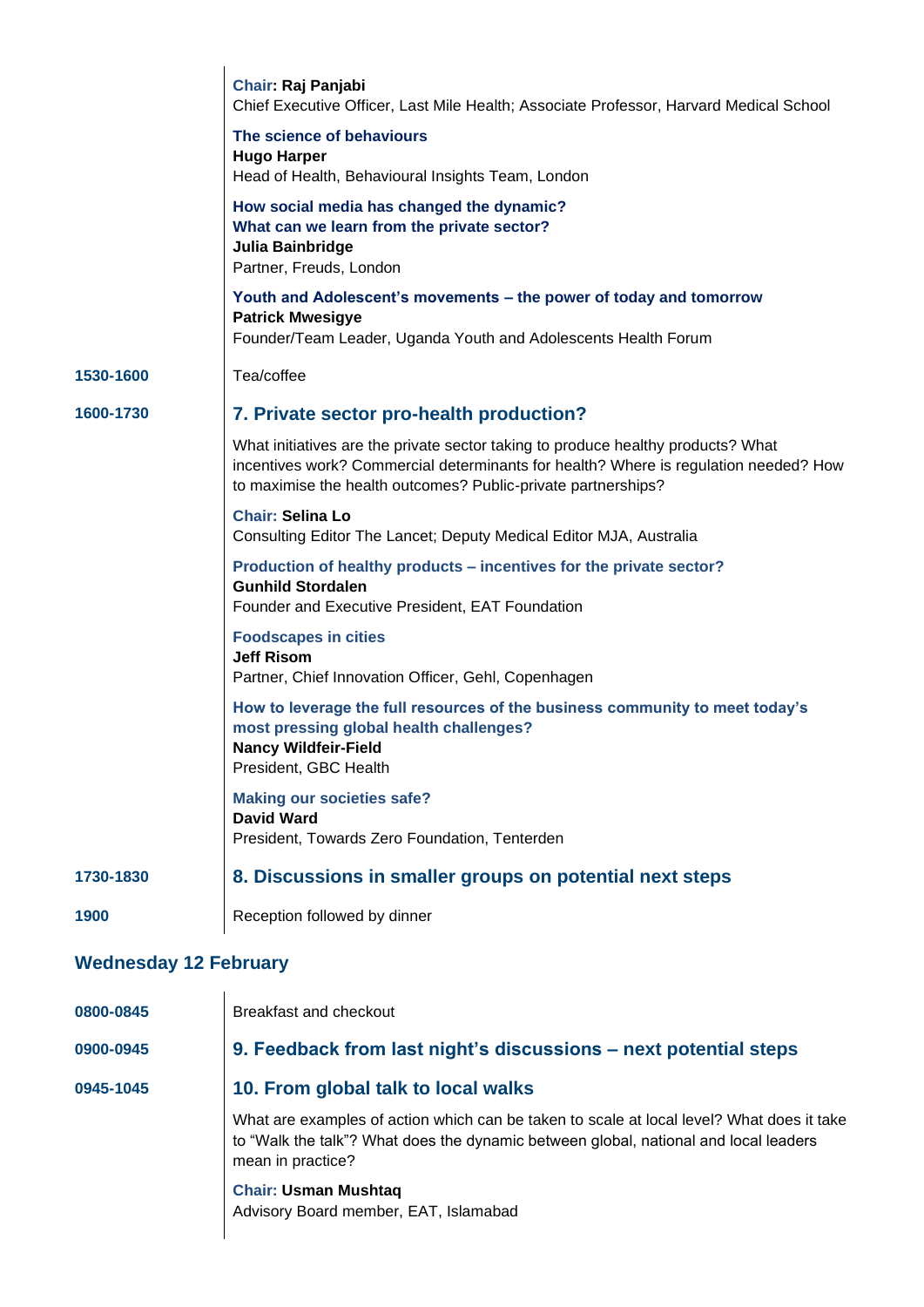**Chair: Raj Panjabi**
Chief Executive Officer, Last Mile Health; Associate Professor, Harvard Medical School

**The science of behaviours**
**Hugo Harper**
Head of Health, Behavioural Insights Team, London

**How social media has changed the dynamic?**
**What can we learn from the private sector?**
**Julia Bainbridge**
Partner, Freuds, London

**Youth and Adolescent's movements – the power of today and tomorrow**
**Patrick Mwesigye**
Founder/Team Leader, Uganda Youth and Adolescents Health Forum

**1530-1600** Tea/coffee

**1600-1730**

### 7. Private sector pro-health production?

What initiatives are the private sector taking to produce healthy products? What incentives work? Commercial determinants for health? Where is regulation needed? How to maximise the health outcomes? Public-private partnerships?

**Chair: Selina Lo**
Consulting Editor The Lancet; Deputy Medical Editor MJA, Australia

**Production of healthy products – incentives for the private sector?**
**Gunhild Stordalen**
Founder and Executive President, EAT Foundation

**Foodscapes in cities**
**Jeff Risom**
Partner, Chief Innovation Officer, Gehl, Copenhagen

**How to leverage the full resources of the business community to meet today's most pressing global health challenges?**
**Nancy Wildfeir-Field**
President, GBC Health

**Making our societies safe?**
**David Ward**
President, Towards Zero Foundation, Tenterden

**1730-1830**

### 8. Discussions in smaller groups on potential next steps

**1900** Reception followed by dinner

## Wednesday 12 February

**0800-0845** Breakfast and checkout

**0900-0945**

### 9. Feedback from last night's discussions – next potential steps

**0945-1045**

### 10. From global talk to local walks

What are examples of action which can be taken to scale at local level? What does it take to "Walk the talk"? What does the dynamic between global, national and local leaders mean in practice?

**Chair: Usman Mushtaq**
Advisory Board member, EAT, Islamabad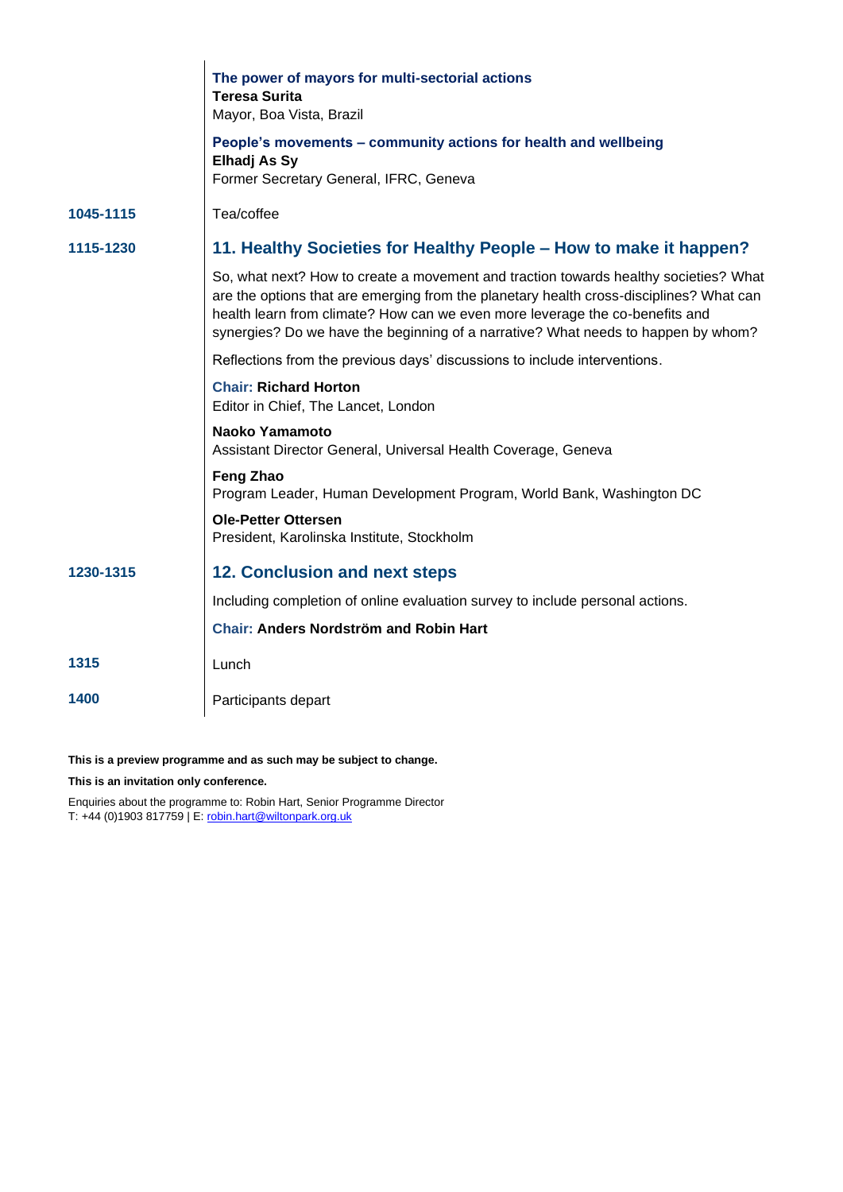**The power of mayors for multi-sectorial actions**
**Teresa Surita**
Mayor, Boa Vista, Brazil

**People's movements – community actions for health and wellbeing**
**Elhadj As Sy**
Former Secretary General, IFRC, Geneva

**1045-1115** Tea/coffee

**1115-1230**

## 11. Healthy Societies for Healthy People – How to make it happen?

So, what next? How to create a movement and traction towards healthy societies? What are the options that are emerging from the planetary health cross-disciplines? What can health learn from climate? How can we even more leverage the co-benefits and synergies? Do we have the beginning of a narrative? What needs to happen by whom?

Reflections from the previous days' discussions to include interventions.

Chair: **Richard Horton**
Editor in Chief, The Lancet, London

**Naoko Yamamoto**
Assistant Director General, Universal Health Coverage, Geneva

**Feng Zhao**
Program Leader, Human Development Program, World Bank, Washington DC

**Ole-Petter Ottersen**
President, Karolinska Institute, Stockholm

**1230-1315**

## 12. Conclusion and next steps

Including completion of online evaluation survey to include personal actions.

Chair: **Anders Nordström and Robin Hart**

**1315** Lunch

**1400** Participants depart

**This is a preview programme and as such may be subject to change.**

**This is an invitation only conference.**

Enquiries about the programme to: Robin Hart, Senior Programme Director
T: +44 (0)1903 817759 | E: robin.hart@wiltonpark.org.uk